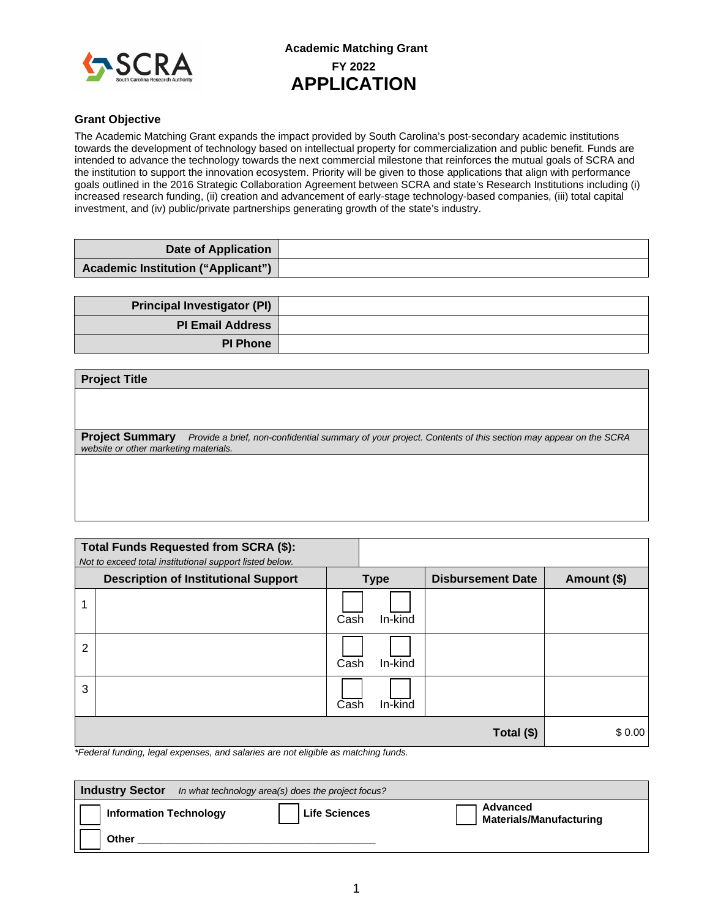# Academic Matching Grant

## FY 2022

# APPLICATION

### Grant Objective

The Academic Matching Grant expands the impact provided by South Carolina's post-secondary academic institutions towards the development of technology based on intellectual property for commercialization and public benefit. Funds are intended to advance the technology towards the next commercial milestone that reinforces the mutual goals of SCRA and the institution to support the innovation ecosystem. Priority will be given to those applications that align with performance goals outlined in the 2016 Strategic Collaboration Agreement between SCRA and state's Research Institutions including (i) increased research funding, (ii) creation and advancement of early-stage technology-based companies, (iii) total capital investment, and (iv) public/private partnerships generating growth of the state's industry.

| | |
|---|---|
| **Date of Application** | |
| **Academic Institution ("Applicant")** | |

| | |
|---|---|
| **Principal Investigator (PI)** | |
| **PI Email Address** | |
| **PI Phone** | |

| **Project Title** |
|---|
| |
| **Project Summary** *Provide a brief, non-confidential summary of your project. Contents of this section may appear on the SCRA website or other marketing materials.* |
| |

| **Total Funds Requested from SCRA ($):** *Not to exceed total institutional support listed below.* | | | | |
|---|---|---|---|---|
| | **Description of Institutional Support** | **Type** | **Disbursement Date** | **Amount ($)** |
| 1 | | ☐ Cash ☐ In-kind | | |
| 2 | | ☐ Cash ☐ In-kind | | |
| 3 | | ☐ Cash ☐ In-kind | | |
| | | | **Total ($)** | $ 0.00 |

*\*Federal funding, legal expenses, and salaries are not eligible as matching funds.*

**Industry Sector** *In what technology area(s) does the project focus?*

- ☐ **Information Technology**
- ☐ **Life Sciences**
- ☐ **Advanced Materials/Manufacturing**
- ☐ **Other** ______________________________________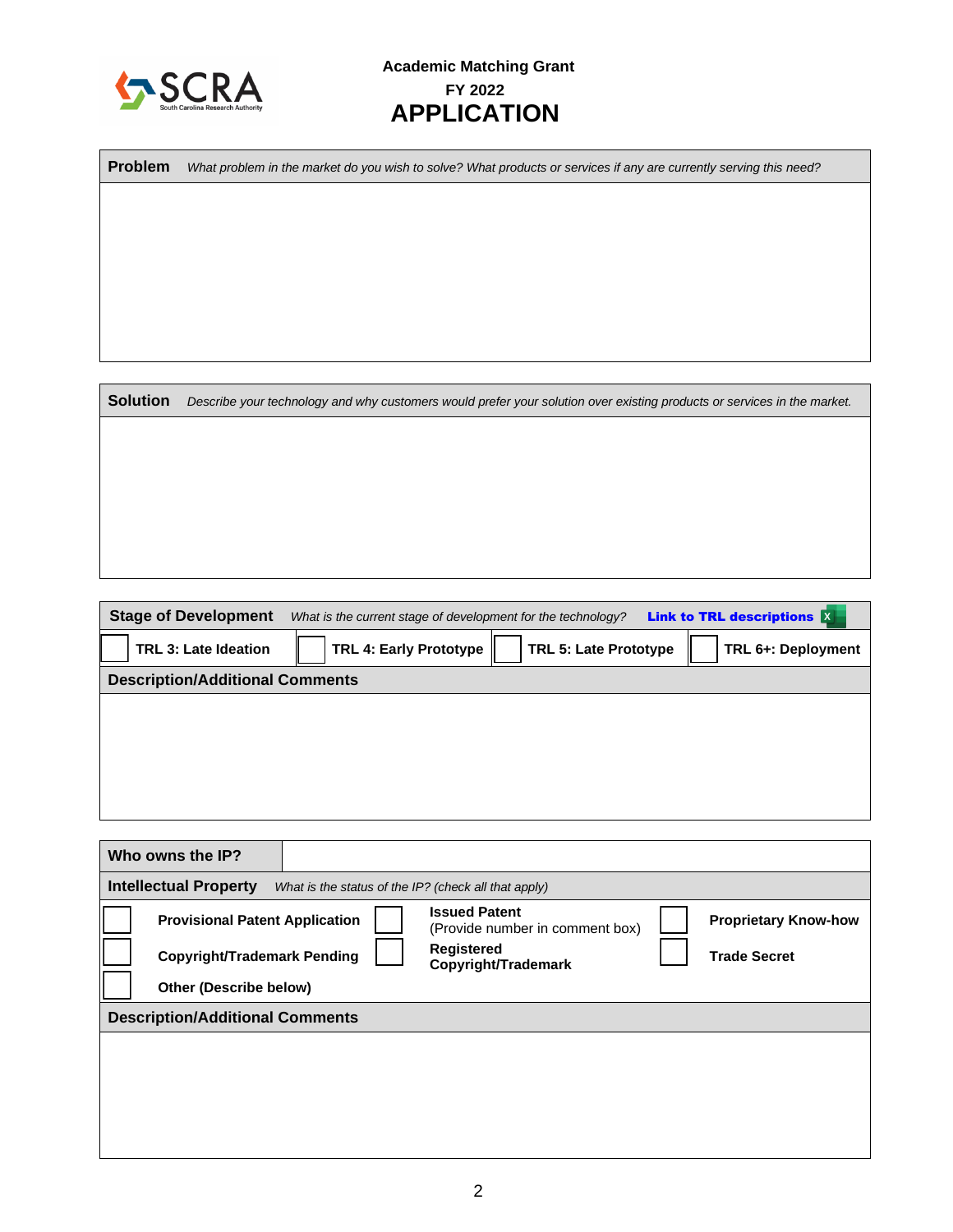**Academic Matching Grant**

**FY 2022**

# APPLICATION

| **Problem** *What problem in the market do you wish to solve? What products or services if any are currently serving this need?* |
|---|
| |

| **Solution** *Describe your technology and why customers would prefer your solution over existing products or services in the market.* |
|---|
| |

| **Stage of Development** *What is the current stage of development for the technology?* **Link to TRL descriptions** | | | |
|---|---|---|---|
| ☐ **TRL 3: Late Ideation** | ☐ **TRL 4: Early Prototype** | ☐ **TRL 5: Late Prototype** | ☐ **TRL 6+: Deployment** |
| **Description/Additional Comments** | | | |
| | | | |

| **Who owns the IP?** | | |
|---|---|---|
| **Intellectual Property** *What is the status of the IP? (check all that apply)* | | |
| ☐ **Provisional Patent Application** | ☐ **Issued Patent** (Provide number in comment box) | ☐ **Proprietary Know-how** |
| ☐ **Copyright/Trademark Pending** | ☐ **Registered Copyright/Trademark** | ☐ **Trade Secret** |
| ☐ **Other (Describe below)** | | |
| **Description/Additional Comments** | | |
| | | |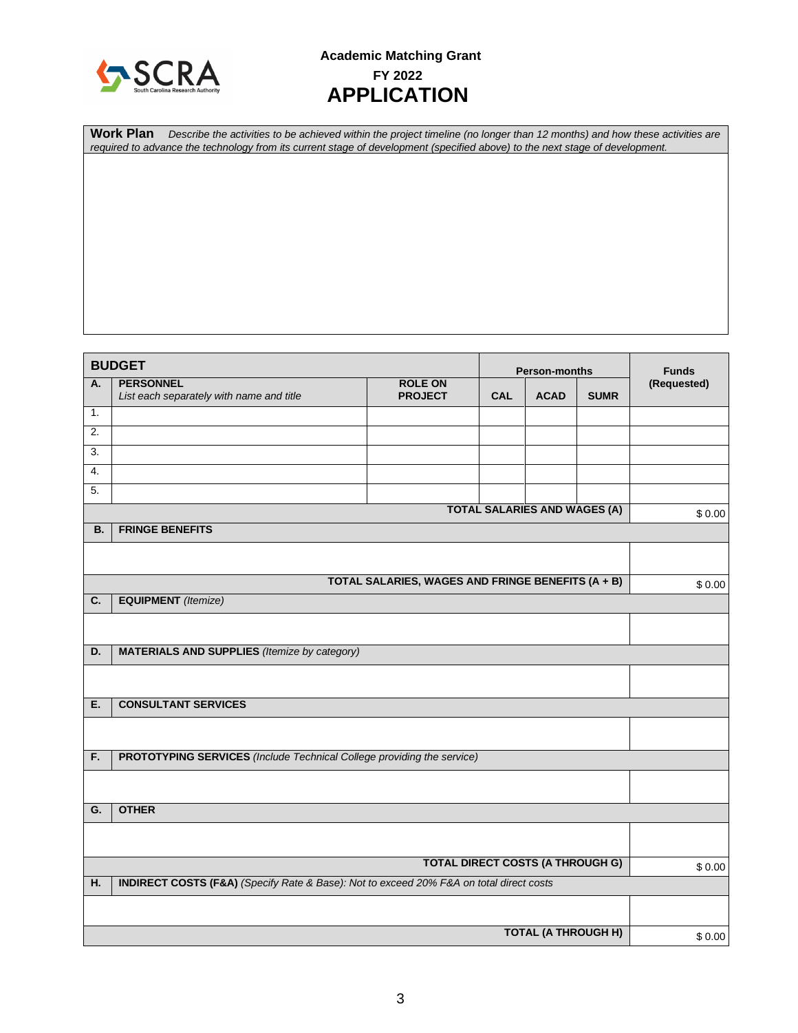# Academic Matching Grant

## FY 2022

# APPLICATION

**Work Plan** *Describe the activities to be achieved within the project timeline (no longer than 12 months) and how these activities are required to advance the technology from its current stage of development (specified above) to the next stage of development.*

| **BUDGET** | | | **Person-months** | | | **Funds (Requested)** |
|---|---|---|---|---|---|---|
| **A.** | **PERSONNEL** *List each separately with name and title* | **ROLE ON PROJECT** | **CAL** | **ACAD** | **SUMR** | |
| 1. | | | | | | |
| 2. | | | | | | |
| 3. | | | | | | |
| 4. | | | | | | |
| 5. | | | | | | |
| | | | | | **TOTAL SALARIES AND WAGES (A)** | $ 0.00 |
| **B.** | **FRINGE BENEFITS** | | | | | |
| | | | | | | |
| | | | | | **TOTAL SALARIES, WAGES AND FRINGE BENEFITS (A + B)** | $ 0.00 |
| **C.** | **EQUIPMENT** *(Itemize)* | | | | | |
| | | | | | | |
| **D.** | **MATERIALS AND SUPPLIES** *(Itemize by category)* | | | | | |
| | | | | | | |
| **E.** | **CONSULTANT SERVICES** | | | | | |
| | | | | | | |
| **F.** | **PROTOTYPING SERVICES** *(Include Technical College providing the service)* | | | | | |
| | | | | | | |
| **G.** | **OTHER** | | | | | |
| | | | | | | |
| | | | | | **TOTAL DIRECT COSTS (A THROUGH G)** | $ 0.00 |
| **H.** | **INDIRECT COSTS (F&A)** *(Specify Rate & Base): Not to exceed 20% F&A on total direct costs* | | | | | |
| | | | | | | |
| | | | | | **TOTAL (A THROUGH H)** | $ 0.00 |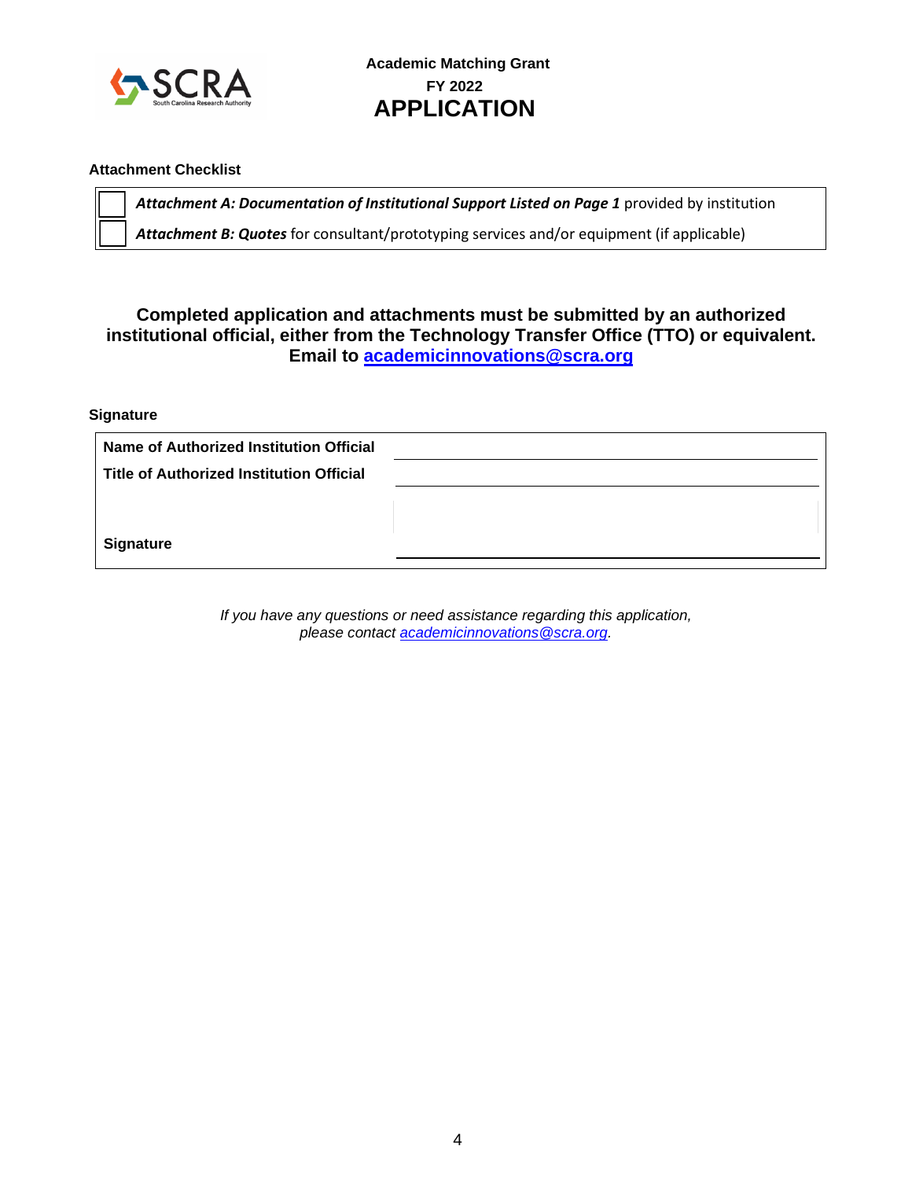**Academic Matching Grant**
**FY 2022**
# APPLICATION

**Attachment Checklist**

| | |
|---|---|
| ☐ | ***Attachment A: Documentation of Institutional Support Listed on Page 1*** provided by institution |
| ☐ | ***Attachment B: Quotes*** for consultant/prototyping services and/or equipment (if applicable) |

**Completed application and attachments must be submitted by an authorized institutional official, either from the Technology Transfer Office (TTO) or equivalent. Email to [academicinnovations@scra.org](mailto:academicinnovations@scra.org)**

**Signature**

| | |
|---|---|
| **Name of Authorized Institution Official** | |
| **Title of Authorized Institution Official** | |
| **Signature** | |

*If you have any questions or need assistance regarding this application, please contact [academicinnovations@scra.org](mailto:academicinnovations@scra.org).*